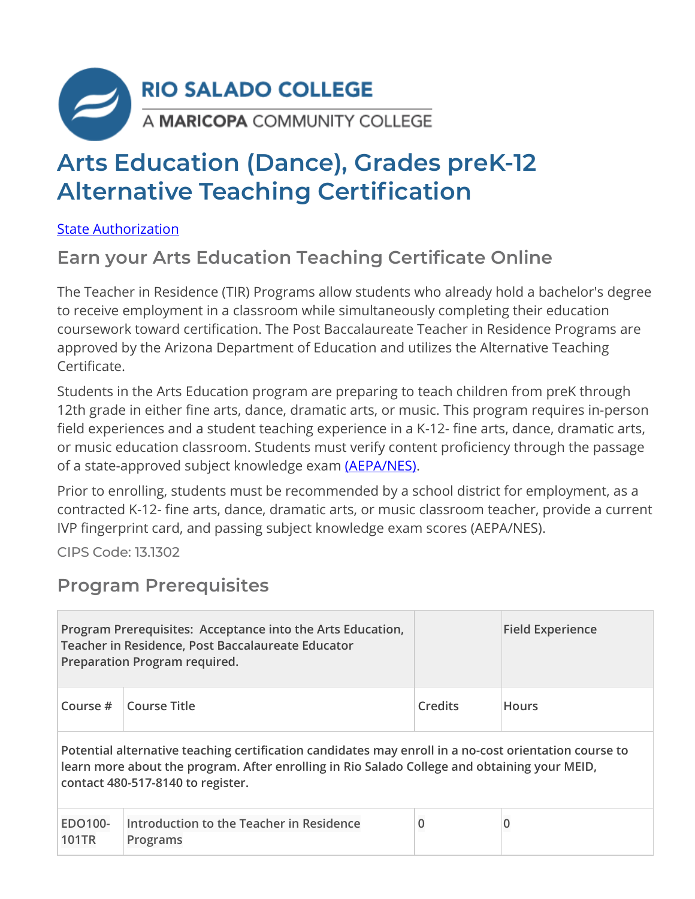RIO SALADO COLLEGE
A MARICOPA COMMUNITY COLLEGE

# Arts Education (Dance), Grades preK-12 Alternative Teaching Certification

State Authorization

## Earn your Arts Education Teaching Certificate Online

The Teacher in Residence (TIR) Programs allow students who already hold a bachelor's degree to receive employment in a classroom while simultaneously completing their education coursework toward certification. The Post Baccalaureate Teacher in Residence Programs are approved by the Arizona Department of Education and utilizes the Alternative Teaching Certificate.

Students in the Arts Education program are preparing to teach children from preK through 12th grade in either fine arts, dance, dramatic arts, or music. This program requires in-person field experiences and a student teaching experience in a K-12- fine arts, dance, dramatic arts, or music education classroom. Students must verify content proficiency through the passage of a state-approved subject knowledge exam (AEPA/NES).

Prior to enrolling, students must be recommended by a school district for employment, as a contracted K-12- fine arts, dance, dramatic arts, or music classroom teacher, provide a current IVP fingerprint card, and passing subject knowledge exam scores (AEPA/NES).

CIPS Code: 13.1302

## Program Prerequisites

| **Program Prerequisites: Acceptance into the Arts Education, Teacher in Residence, Post Baccalaureate Educator Preparation Program required.** | | | **Field Experience** |
|---|---|---|---|
| Course # | Course Title | Credits | Hours |
| **Potential alternative teaching certification candidates may enroll in a no-cost orientation course to learn more about the program. After enrolling in Rio Salado College and obtaining your MEID, contact 480-517-8140 to register.** | | | |
| EDO100-101TR | Introduction to the Teacher in Residence Programs | 0 | 0 |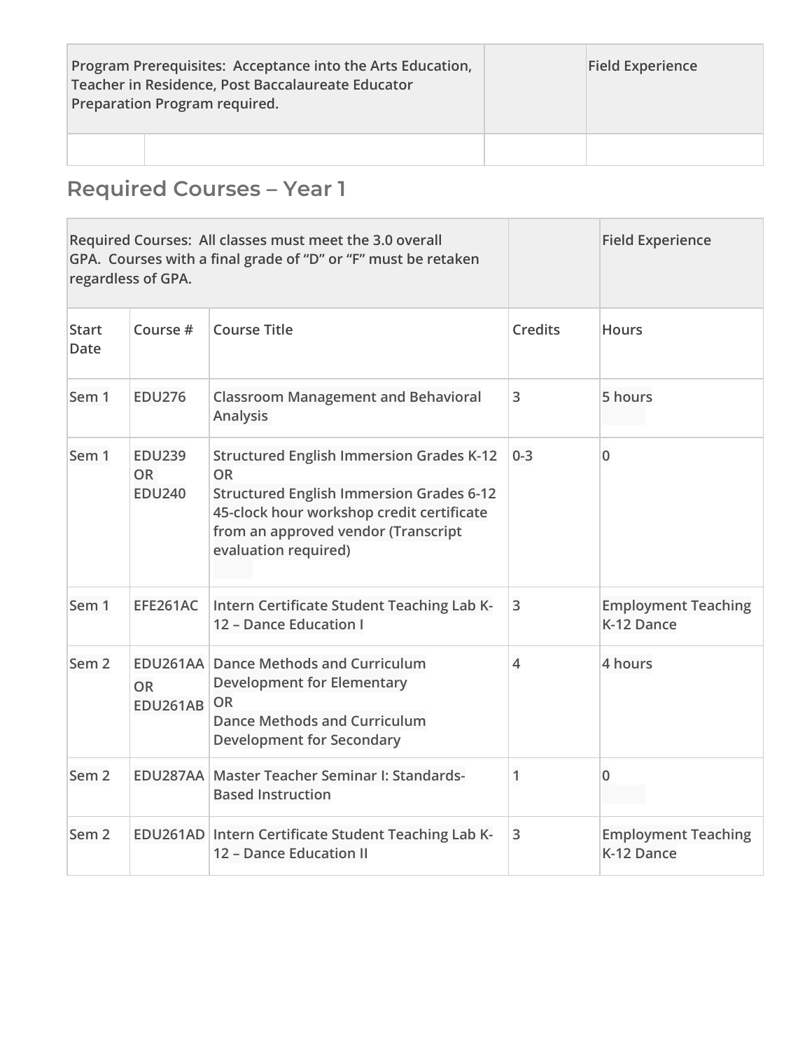| Program Prerequisites: Acceptance into the Arts Education, Teacher in Residence, Post Baccalaureate Educator Preparation Program required. | | | Field Experience |
| --- | --- | --- | --- |
| | | | |

## Required Courses – Year 1

| Required Courses: All classes must meet the 3.0 overall GPA. Courses with a final grade of "D" or "F" must be retaken regardless of GPA. | | | | Field Experience |
| --- | --- | --- | --- | --- |
| Start Date | Course # | Course Title | Credits | Hours |
| Sem 1 | EDU276 | Classroom Management and Behavioral Analysis | 3 | 5 hours |
| Sem 1 | EDU239 OR EDU240 | Structured English Immersion Grades K-12 OR Structured English Immersion Grades 6-12 45-clock hour workshop credit certificate from an approved vendor (Transcript evaluation required) | 0-3 | 0 |
| Sem 1 | EFE261AC | Intern Certificate Student Teaching Lab K-12 – Dance Education I | 3 | Employment Teaching K-12 Dance |
| Sem 2 | EDU261AA OR EDU261AB | Dance Methods and Curriculum Development for Elementary OR Dance Methods and Curriculum Development for Secondary | 4 | 4 hours |
| Sem 2 | EDU287AA | Master Teacher Seminar I: Standards-Based Instruction | 1 | 0 |
| Sem 2 | EDU261AD | Intern Certificate Student Teaching Lab K-12 – Dance Education II | 3 | Employment Teaching K-12 Dance |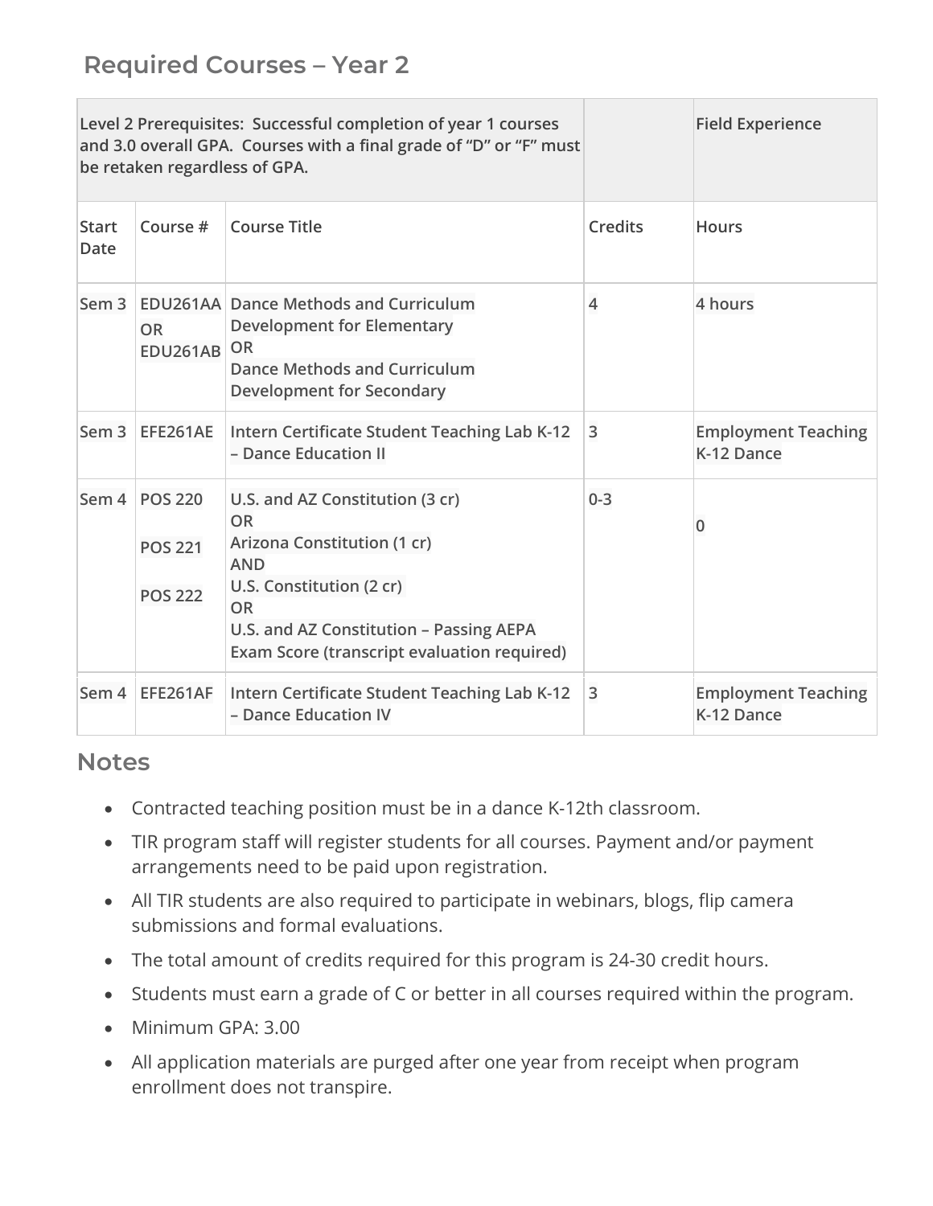## Required Courses – Year 2

| Level 2 Prerequisites: Successful completion of year 1 courses and 3.0 overall GPA. Courses with a final grade of "D" or "F" must be retaken regardless of GPA. | | | | Field Experience |
|---|---|---|---|---|
| Start Date | Course # | Course Title | Credits | Hours |
| Sem 3 | EDU261AA OR EDU261AB | Dance Methods and Curriculum Development for Elementary OR Dance Methods and Curriculum Development for Secondary | 4 | 4 hours |
| Sem 3 | EFE261AE | Intern Certificate Student Teaching Lab K-12 – Dance Education II | 3 | Employment Teaching K-12 Dance |
| Sem 4 | POS 220<br>POS 221<br>POS 222 | U.S. and AZ Constitution (3 cr) OR Arizona Constitution (1 cr) AND U.S. Constitution (2 cr) OR U.S. and AZ Constitution – Passing AEPA Exam Score (transcript evaluation required) | 0-3 | 0 |
| Sem 4 | EFE261AF | Intern Certificate Student Teaching Lab K-12 – Dance Education IV | 3 | Employment Teaching K-12 Dance |

## Notes

- Contracted teaching position must be in a dance K-12th classroom.
- TIR program staff will register students for all courses. Payment and/or payment arrangements need to be paid upon registration.
- All TIR students are also required to participate in webinars, blogs, flip camera submissions and formal evaluations.
- The total amount of credits required for this program is 24-30 credit hours.
- Students must earn a grade of C or better in all courses required within the program.
- Minimum GPA: 3.00
- All application materials are purged after one year from receipt when program enrollment does not transpire.